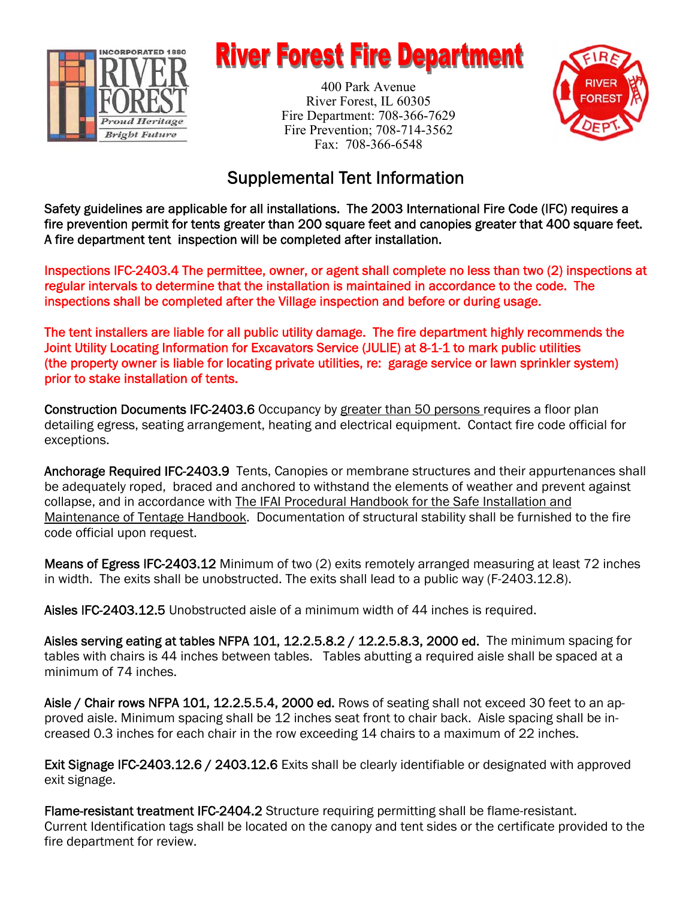# River Forest Fire Department

400 Park Avenue
River Forest, IL 60305
Fire Department: 708-366-7629
Fire Prevention; 708-714-3562
Fax: 708-366-6548

## Supplemental Tent Information

Safety guidelines are applicable for all installations. The 2003 International Fire Code (IFC) requires a fire prevention permit for tents greater than 200 square feet and canopies greater that 400 square feet. A fire department tent inspection will be completed after installation.

Inspections IFC-2403.4 The permittee, owner, or agent shall complete no less than two (2) inspections at regular intervals to determine that the installation is maintained in accordance to the code. The inspections shall be completed after the Village inspection and before or during usage.

The tent installers are liable for all public utility damage. The fire department highly recommends the Joint Utility Locating Information for Excavators Service (JULIE) at 8-1-1 to mark public utilities (the property owner is liable for locating private utilities, re: garage service or lawn sprinkler system) prior to stake installation of tents.

**Construction Documents IFC-2403.6** Occupancy by greater than 50 persons requires a floor plan detailing egress, seating arrangement, heating and electrical equipment. Contact fire code official for exceptions.

**Anchorage Required IFC-2403.9** Tents, Canopies or membrane structures and their appurtenances shall be adequately roped, braced and anchored to withstand the elements of weather and prevent against collapse, and in accordance with The IFAI Procedural Handbook for the Safe Installation and Maintenance of Tentage Handbook. Documentation of structural stability shall be furnished to the fire code official upon request.

**Means of Egress IFC-2403.12** Minimum of two (2) exits remotely arranged measuring at least 72 inches in width. The exits shall be unobstructed. The exits shall lead to a public way (F-2403.12.8).

**Aisles IFC-2403.12.5** Unobstructed aisle of a minimum width of 44 inches is required.

**Aisles serving eating at tables NFPA 101, 12.2.5.8.2 / 12.2.5.8.3, 2000 ed.** The minimum spacing for tables with chairs is 44 inches between tables. Tables abutting a required aisle shall be spaced at a minimum of 74 inches.

**Aisle / Chair rows NFPA 101, 12.2.5.5.4, 2000 ed.** Rows of seating shall not exceed 30 feet to an approved aisle. Minimum spacing shall be 12 inches seat front to chair back. Aisle spacing shall be increased 0.3 inches for each chair in the row exceeding 14 chairs to a maximum of 22 inches.

**Exit Signage IFC-2403.12.6 / 2403.12.6** Exits shall be clearly identifiable or designated with approved exit signage.

**Flame-resistant treatment IFC-2404.2** Structure requiring permitting shall be flame-resistant. Current Identification tags shall be located on the canopy and tent sides or the certificate provided to the fire department for review.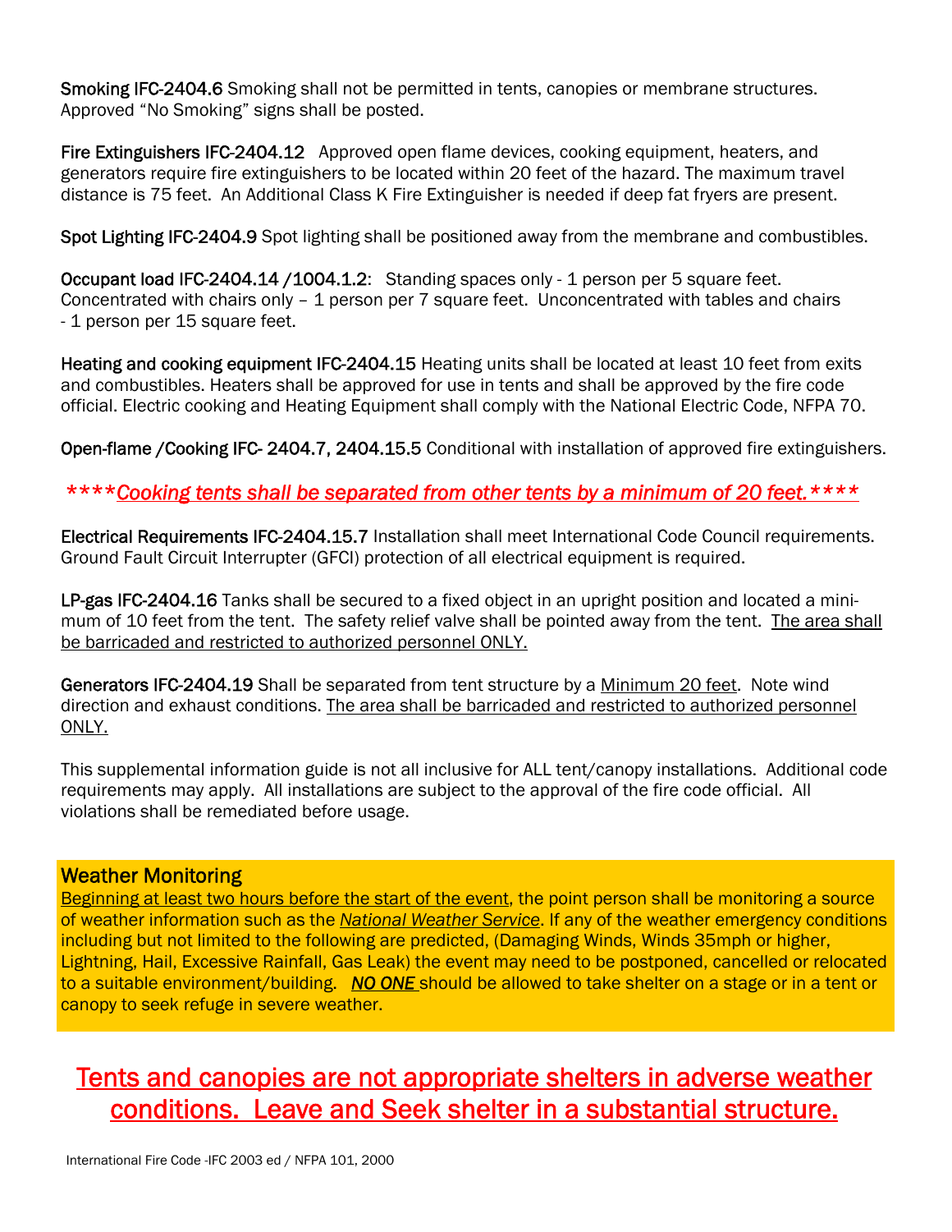**Smoking IFC-2404.6** Smoking shall not be permitted in tents, canopies or membrane structures. Approved "No Smoking" signs shall be posted.

**Fire Extinguishers IFC-2404.12** Approved open flame devices, cooking equipment, heaters, and generators require fire extinguishers to be located within 20 feet of the hazard. The maximum travel distance is 75 feet. An Additional Class K Fire Extinguisher is needed if deep fat fryers are present.

**Spot Lighting IFC-2404.9** Spot lighting shall be positioned away from the membrane and combustibles.

**Occupant load IFC-2404.14 /1004.1.2**: Standing spaces only - 1 person per 5 square feet. Concentrated with chairs only – 1 person per 7 square feet. Unconcentrated with tables and chairs - 1 person per 15 square feet.

**Heating and cooking equipment IFC-2404.15** Heating units shall be located at least 10 feet from exits and combustibles. Heaters shall be approved for use in tents and shall be approved by the fire code official. Electric cooking and Heating Equipment shall comply with the National Electric Code, NFPA 70.

**Open-flame /Cooking IFC- 2404.7, 2404.15.5** Conditional with installation of approved fire extinguishers.

****<u>*Cooking tents shall be separated from other tents by a minimum of 20 feet.*</u>****

**Electrical Requirements IFC-2404.15.7** Installation shall meet International Code Council requirements. Ground Fault Circuit Interrupter (GFCI) protection of all electrical equipment is required.

**LP-gas IFC-2404.16** Tanks shall be secured to a fixed object in an upright position and located a minimum of 10 feet from the tent. The safety relief valve shall be pointed away from the tent. <u>The area shall be barricaded and restricted to authorized personnel ONLY.</u>

**Generators IFC-2404.19** Shall be separated from tent structure by a <u>Minimum 20 feet</u>. Note wind direction and exhaust conditions. <u>The area shall be barricaded and restricted to authorized personnel ONLY.</u>

This supplemental information guide is not all inclusive for ALL tent/canopy installations. Additional code requirements may apply. All installations are subject to the approval of the fire code official. All violations shall be remediated before usage.

## Weather Monitoring

<u>Beginning at least two hours before the start of the event</u>, the point person shall be monitoring a source of weather information such as the <u>*National Weather Service*</u>. If any of the weather emergency conditions including but not limited to the following are predicted, (Damaging Winds, Winds 35mph or higher, Lightning, Hail, Excessive Rainfall, Gas Leak) the event may need to be postponed, cancelled or relocated to a suitable environment/building. <u>***NO ONE***</u> should be allowed to take shelter on a stage or in a tent or canopy to seek refuge in severe weather.

## <u>Tents and canopies are not appropriate shelters in adverse weather conditions. Leave and Seek shelter in a substantial structure.</u>

International Fire Code -IFC 2003 ed / NFPA 101, 2000